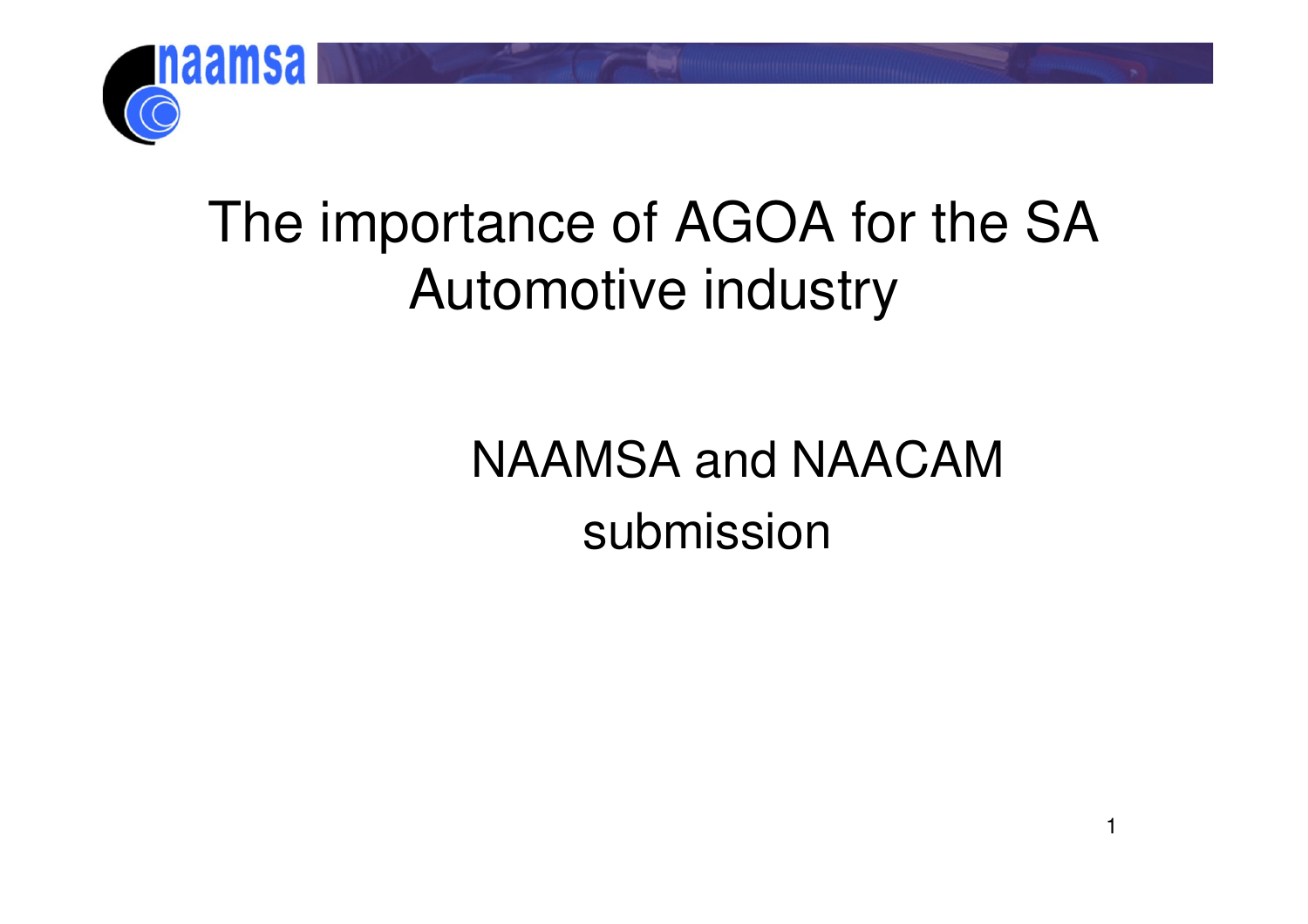# The importance of AGOA for the SA Automotive industry

NAAMSA and NAACAM submission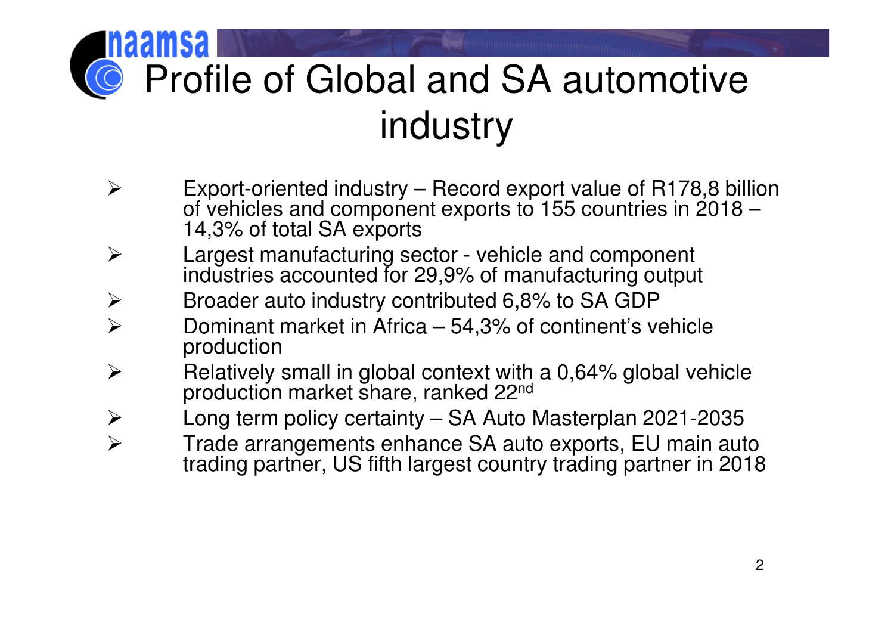# Profile of Global and SA automotive industry

- Export-oriented industry – Record export value of R178,8 billion of vehicles and component exports to 155 countries in 2018 – 14,3% of total SA exports
- Largest manufacturing sector - vehicle and component industries accounted for 29,9% of manufacturing output
- Broader auto industry contributed 6,8% to SA GDP
- Dominant market in Africa – 54,3% of continent's vehicle production
- Relatively small in global context with a 0,64% global vehicle production market share, ranked 22nd
- Long term policy certainty – SA Auto Masterplan 2021-2035
- Trade arrangements enhance SA auto exports, EU main auto trading partner, US fifth largest country trading partner in 2018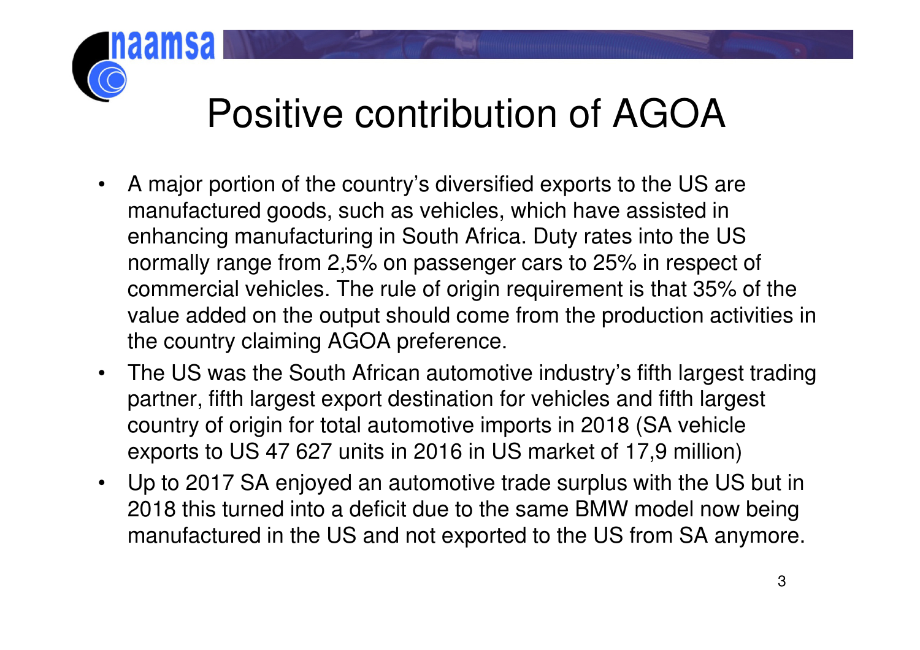# Positive contribution of AGOA

- A major portion of the country's diversified exports to the US are manufactured goods, such as vehicles, which have assisted in enhancing manufacturing in South Africa. Duty rates into the US normally range from 2,5% on passenger cars to 25% in respect of commercial vehicles. The rule of origin requirement is that 35% of the value added on the output should come from the production activities in the country claiming AGOA preference.
- The US was the South African automotive industry's fifth largest trading partner, fifth largest export destination for vehicles and fifth largest country of origin for total automotive imports in 2018 (SA vehicle exports to US 47 627 units in 2016 in US market of 17,9 million)
- Up to 2017 SA enjoyed an automotive trade surplus with the US but in 2018 this turned into a deficit due to the same BMW model now being manufactured in the US and not exported to the US from SA anymore.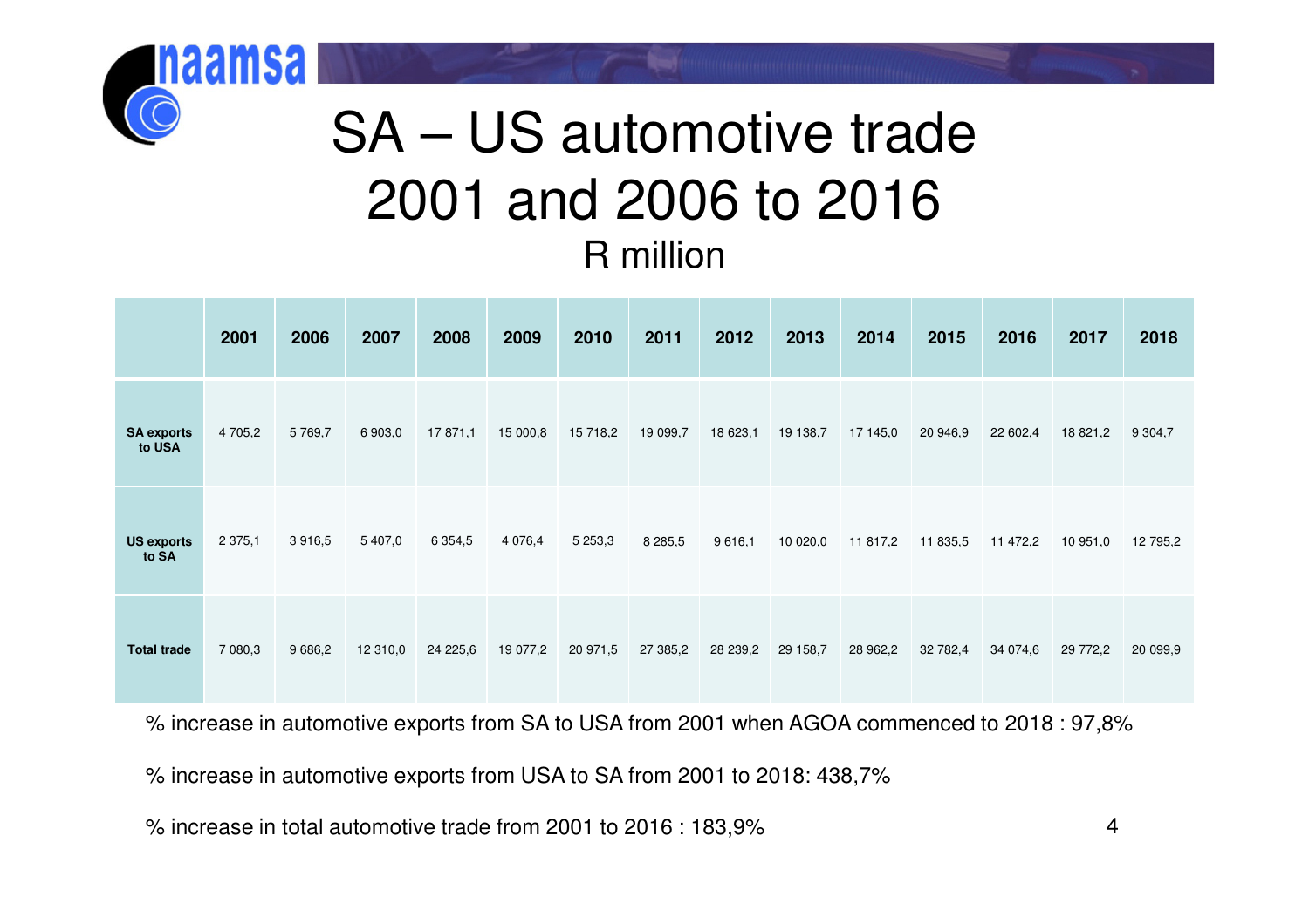# SA – US automotive trade 2001 and 2006 to 2016

R million

| | 2001 | 2006 | 2007 | 2008 | 2009 | 2010 | 2011 | 2012 | 2013 | 2014 | 2015 | 2016 | 2017 | 2018 |
|---|---|---|---|---|---|---|---|---|---|---|---|---|---|---|
| **SA exports to USA** | 4 705,2 | 5 769,7 | 6 903,0 | 17 871,1 | 15 000,8 | 15 718,2 | 19 099,7 | 18 623,1 | 19 138,7 | 17 145,0 | 20 946,9 | 22 602,4 | 18 821,2 | 9 304,7 |
| **US exports to SA** | 2 375,1 | 3 916,5 | 5 407,0 | 6 354,5 | 4 076,4 | 5 253,3 | 8 285,5 | 9 616,1 | 10 020,0 | 11 817,2 | 11 835,5 | 11 472,2 | 10 951,0 | 12 795,2 |
| **Total trade** | 7 080,3 | 9 686,2 | 12 310,0 | 24 225,6 | 19 077,2 | 20 971,5 | 27 385,2 | 28 239,2 | 29 158,7 | 28 962,2 | 32 782,4 | 34 074,6 | 29 772,2 | 20 099,9 |

% increase in automotive exports from SA to USA from 2001 when AGOA commenced to 2018 : 97,8%

% increase in automotive exports from USA to SA from 2001 to 2018: 438,7%

% increase in total automotive trade from 2001 to 2016 : 183,9%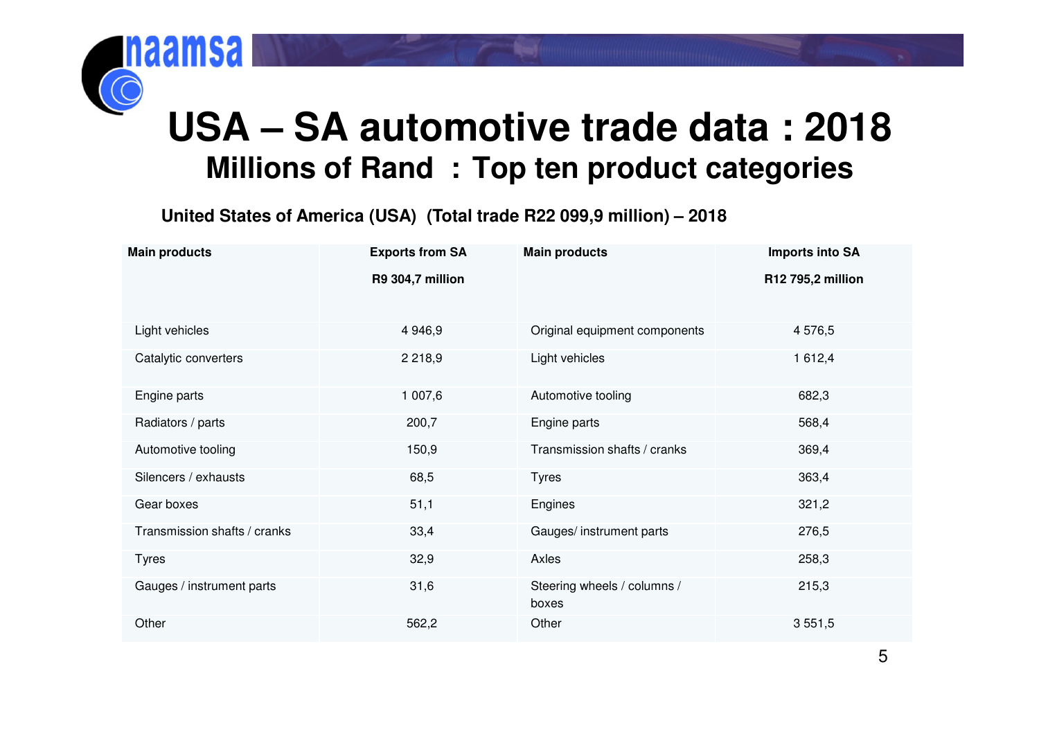# USA – SA automotive trade data : 2018

## Millions of Rand : Top ten product categories

**United States of America (USA) (Total trade R22 099,9 million) – 2018**

| Main products | Exports from SA<br>R9 304,7 million | Main products | Imports into SA<br>R12 795,2 million |
|---|---|---|---|
| Light vehicles | 4 946,9 | Original equipment components | 4 576,5 |
| Catalytic converters | 2 218,9 | Light vehicles | 1 612,4 |
| Engine parts | 1 007,6 | Automotive tooling | 682,3 |
| Radiators / parts | 200,7 | Engine parts | 568,4 |
| Automotive tooling | 150,9 | Transmission shafts / cranks | 369,4 |
| Silencers / exhausts | 68,5 | Tyres | 363,4 |
| Gear boxes | 51,1 | Engines | 321,2 |
| Transmission shafts / cranks | 33,4 | Gauges/ instrument parts | 276,5 |
| Tyres | 32,9 | Axles | 258,3 |
| Gauges / instrument parts | 31,6 | Steering wheels / columns / boxes | 215,3 |
| Other | 562,2 | Other | 3 551,5 |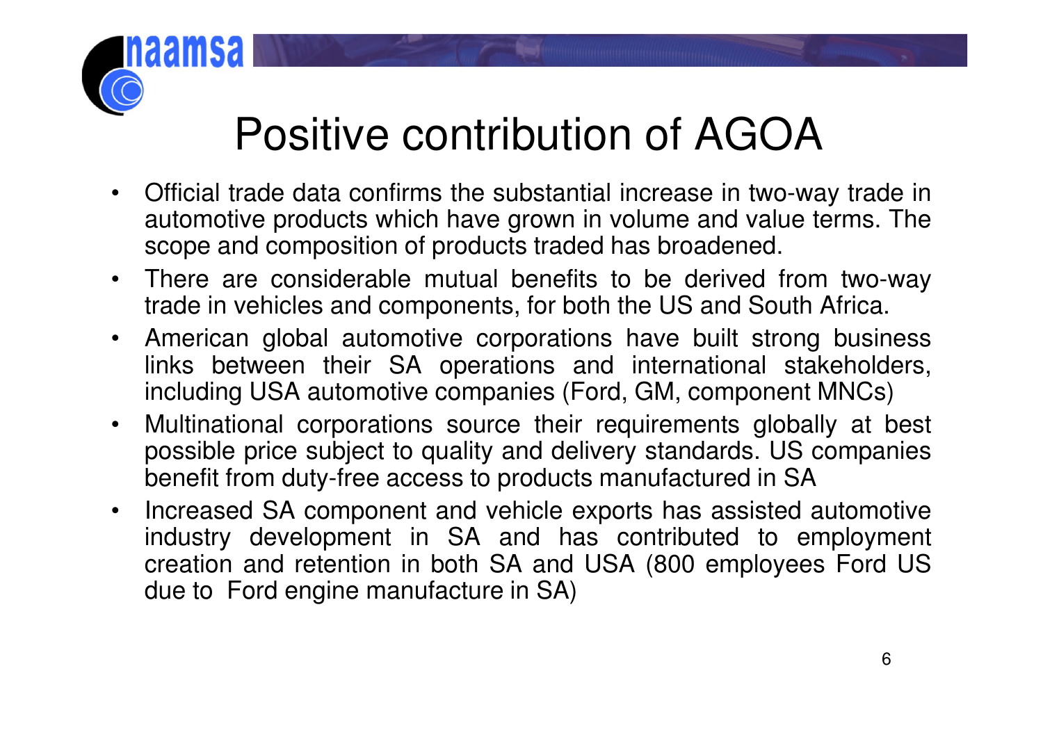# Positive contribution of AGOA

- Official trade data confirms the substantial increase in two-way trade in automotive products which have grown in volume and value terms. The scope and composition of products traded has broadened.
- There are considerable mutual benefits to be derived from two-way trade in vehicles and components, for both the US and South Africa.
- American global automotive corporations have built strong business links between their SA operations and international stakeholders, including USA automotive companies (Ford, GM, component MNCs)
- Multinational corporations source their requirements globally at best possible price subject to quality and delivery standards. US companies benefit from duty-free access to products manufactured in SA
- Increased SA component and vehicle exports has assisted automotive industry development in SA and has contributed to employment creation and retention in both SA and USA (800 employees Ford US due to Ford engine manufacture in SA)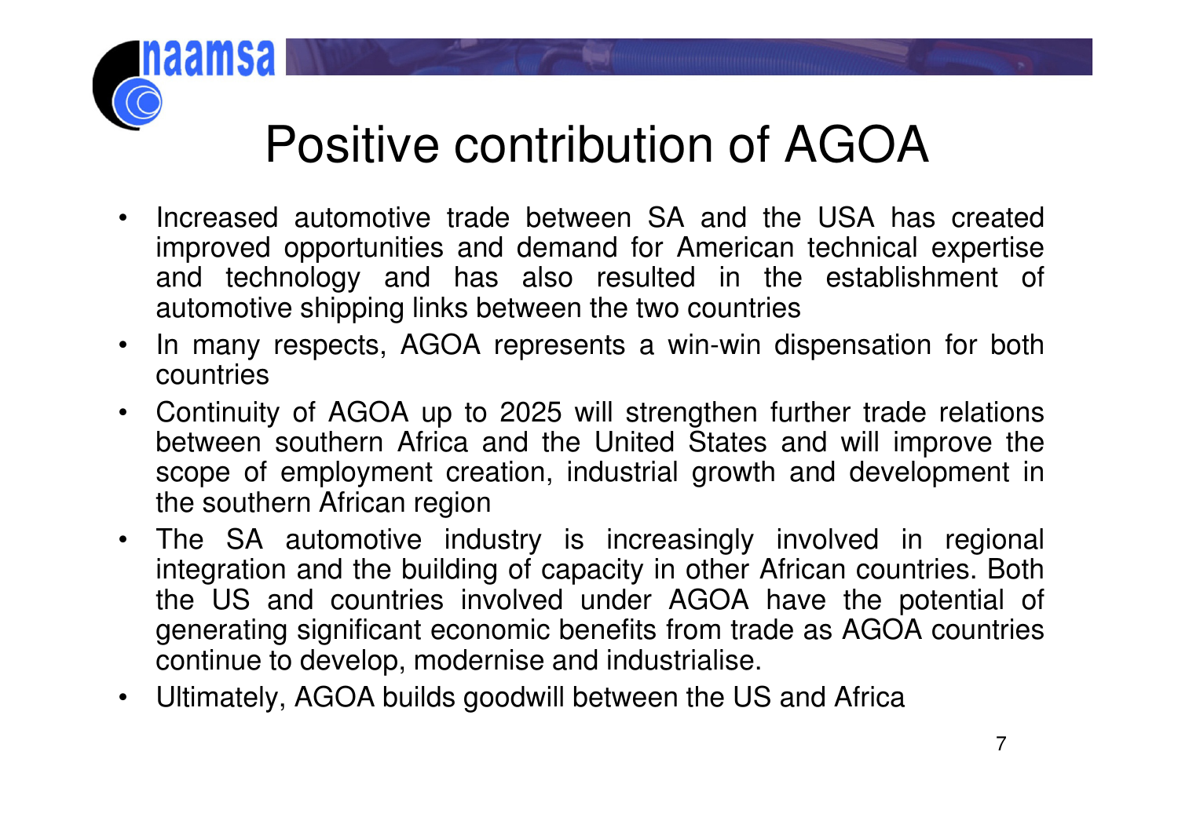# Positive contribution of AGOA

- Increased automotive trade between SA and the USA has created improved opportunities and demand for American technical expertise and technology and has also resulted in the establishment of automotive shipping links between the two countries
- In many respects, AGOA represents a win-win dispensation for both countries
- Continuity of AGOA up to 2025 will strengthen further trade relations between southern Africa and the United States and will improve the scope of employment creation, industrial growth and development in the southern African region
- The SA automotive industry is increasingly involved in regional integration and the building of capacity in other African countries. Both the US and countries involved under AGOA have the potential of generating significant economic benefits from trade as AGOA countries continue to develop, modernise and industrialise.
- Ultimately, AGOA builds goodwill between the US and Africa